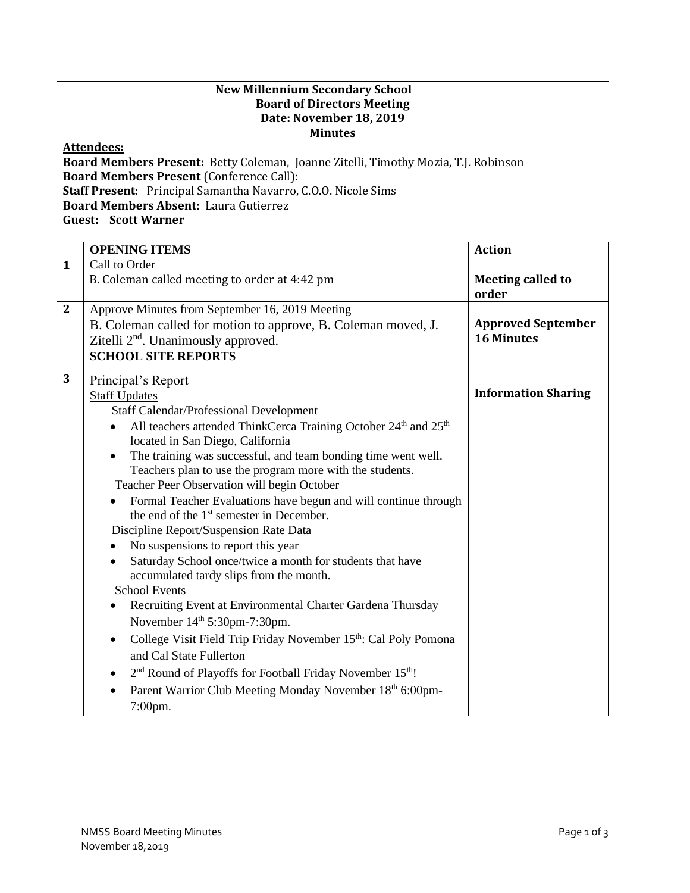# New Millennium Secondary School
## Board of Directors Meeting
## Date: November 18, 2019
## Minutes

**Attendees:**

**Board Members Present:** Betty Coleman, Joanne Zitelli, Timothy Mozia, T.J. Robinson
**Board Members Present** (Conference Call):
**Staff Present**: Principal Samantha Navarro, C.O.O. Nicole Sims
**Board Members Absent:** Laura Gutierrez
**Guest: Scott Warner**

| | OPENING ITEMS | Action |
|---|---|---|
| **1** | Call to Order<br>B. Coleman called meeting to order at 4:42 pm | **Meeting called to order** |
| **2** | Approve Minutes from September 16, 2019 Meeting<br>B. Coleman called for motion to approve, B. Coleman moved, J. Zitelli 2nd. Unanimously approved. | **Approved September 16 Minutes** |
| | **SCHOOL SITE REPORTS** | |
| **3** | Principal's Report<br>Staff Updates<br>Staff Calendar/Professional Development<br>• All teachers attended ThinkCerca Training October 24th and 25th located in San Diego, California<br>• The training was successful, and team bonding time went well. Teachers plan to use the program more with the students.<br>Teacher Peer Observation will begin October<br>• Formal Teacher Evaluations have begun and will continue through the end of the 1st semester in December.<br>Discipline Report/Suspension Rate Data<br>• No suspensions to report this year<br>• Saturday School once/twice a month for students that have accumulated tardy slips from the month.<br>School Events<br>• Recruiting Event at Environmental Charter Gardena Thursday November 14th 5:30pm-7:30pm.<br>• College Visit Field Trip Friday November 15th: Cal Poly Pomona and Cal State Fullerton<br>• 2nd Round of Playoffs for Football Friday November 15th!<br>• Parent Warrior Club Meeting Monday November 18th 6:00pm-7:00pm. | **Information Sharing** |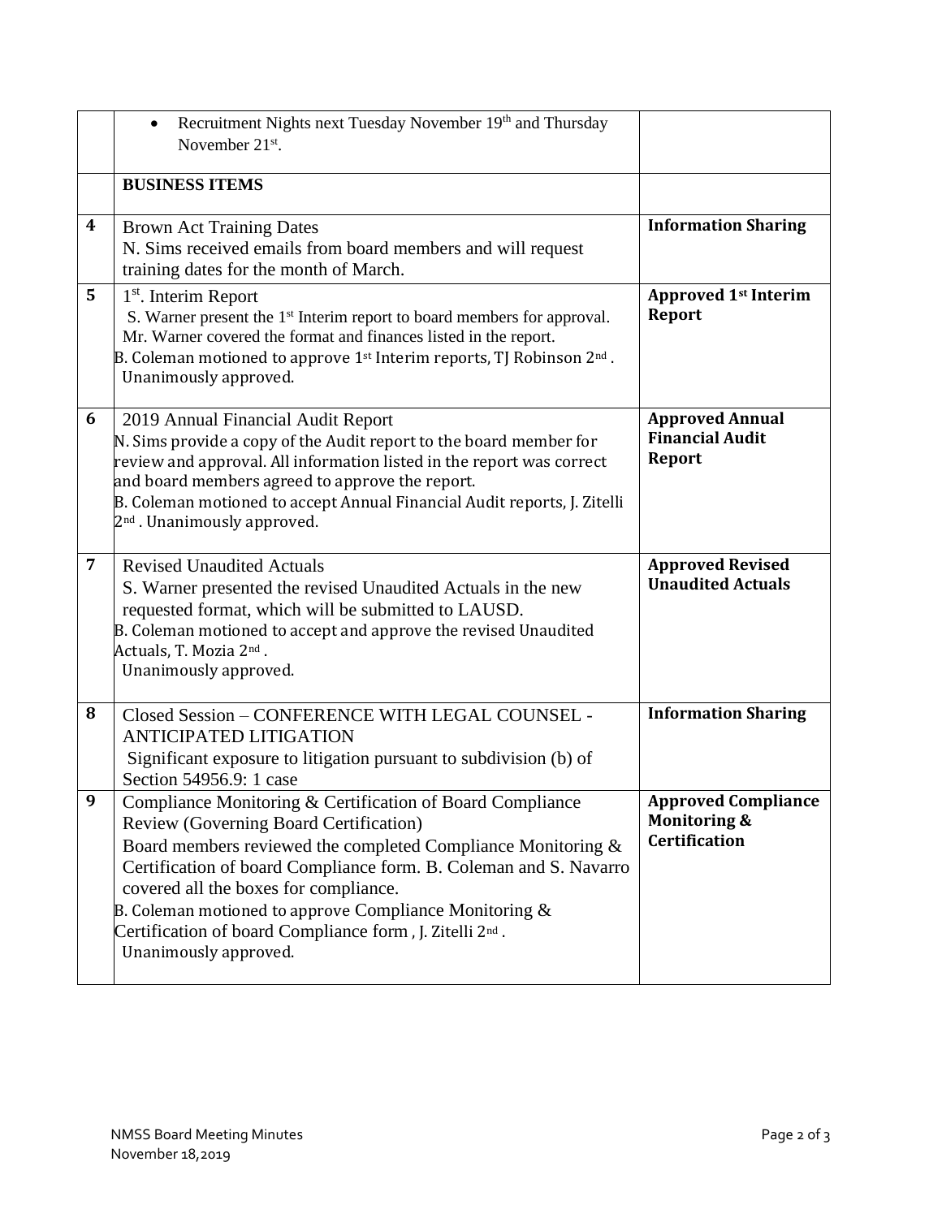| | | |
|---|---|---|
| | • Recruitment Nights next Tuesday November 19th and Thursday November 21st. | |
| | **BUSINESS ITEMS** | |
| **4** | Brown Act Training Dates<br>N. Sims received emails from board members and will request training dates for the month of March. | **Information Sharing** |
| **5** | 1st. Interim Report<br>S. Warner present the 1st Interim report to board members for approval. Mr. Warner covered the format and finances listed in the report.<br>B. Coleman motioned to approve 1st Interim reports, TJ Robinson 2nd .<br>Unanimously approved. | **Approved 1st Interim Report** |
| **6** | 2019 Annual Financial Audit Report<br>N. Sims provide a copy of the Audit report to the board member for review and approval. All information listed in the report was correct and board members agreed to approve the report.<br>B. Coleman motioned to accept Annual Financial Audit reports, J. Zitelli 2nd . Unanimously approved. | **Approved Annual Financial Audit Report** |
| **7** | Revised Unaudited Actuals<br>S. Warner presented the revised Unaudited Actuals in the new requested format, which will be submitted to LAUSD.<br>B. Coleman motioned to accept and approve the revised Unaudited Actuals, T. Mozia 2nd .<br>Unanimously approved. | **Approved Revised Unaudited Actuals** |
| **8** | Closed Session – CONFERENCE WITH LEGAL COUNSEL - ANTICIPATED LITIGATION<br>Significant exposure to litigation pursuant to subdivision (b) of Section 54956.9: 1 case | **Information Sharing** |
| **9** | Compliance Monitoring & Certification of Board Compliance Review (Governing Board Certification)<br>Board members reviewed the completed Compliance Monitoring & Certification of board Compliance form. B. Coleman and S. Navarro covered all the boxes for compliance.<br>B. Coleman motioned to approve Compliance Monitoring & Certification of board Compliance form , J. Zitelli 2nd .<br>Unanimously approved. | **Approved Compliance Monitoring & Certification** |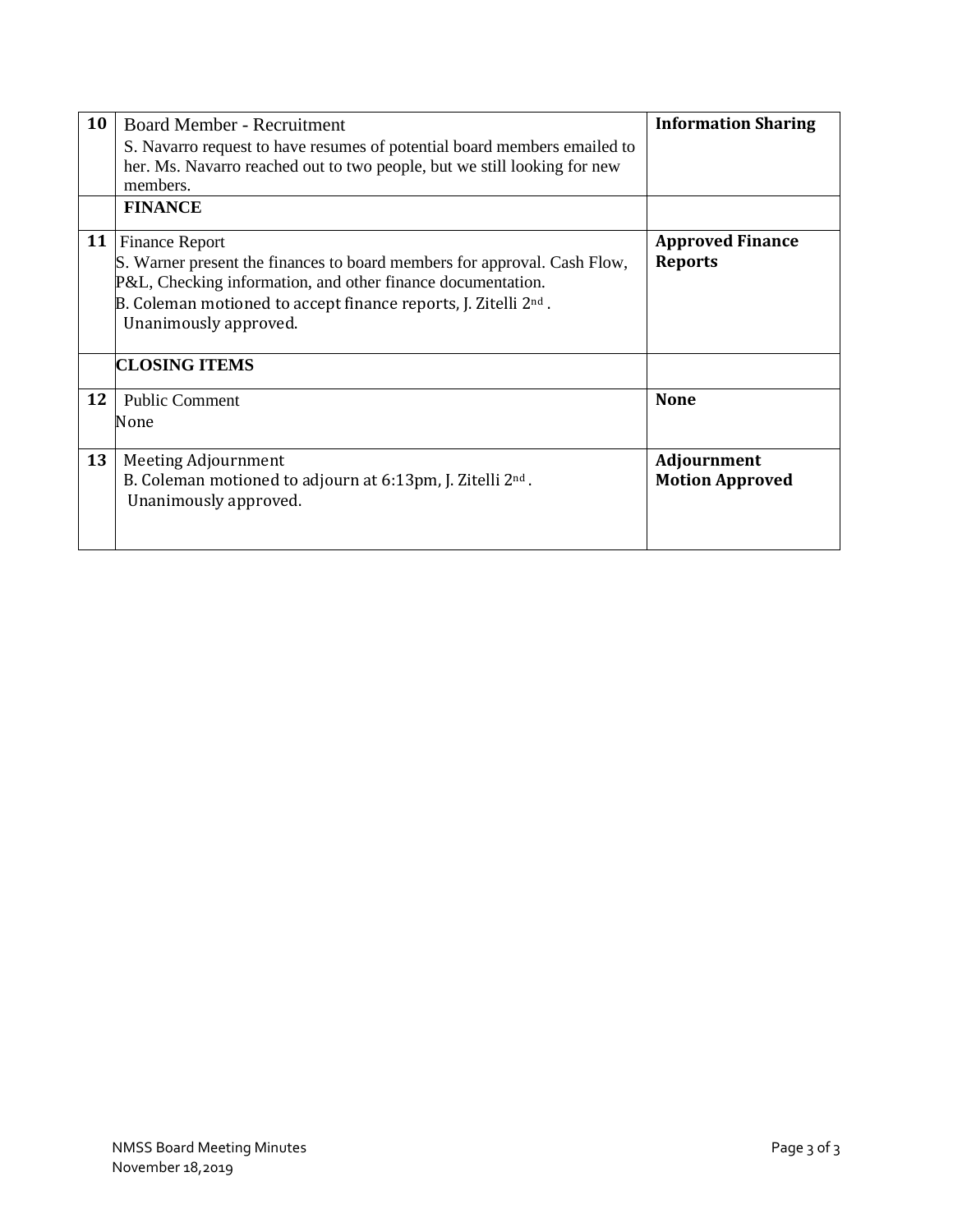| | | |
|---|---|---|
| **10** | Board Member - Recruitment<br>S. Navarro request to have resumes of potential board members emailed to her. Ms. Navarro reached out to two people, but we still looking for new members. | **Information Sharing** |
| | **FINANCE** | |
| **11** | Finance Report<br>S. Warner present the finances to board members for approval. Cash Flow, P&L, Checking information, and other finance documentation.<br>B. Coleman motioned to accept finance reports, J. Zitelli 2nd .<br>Unanimously approved. | **Approved Finance Reports** |
| | **CLOSING ITEMS** | |
| **12** | Public Comment<br>None | **None** |
| **13** | Meeting Adjournment<br>B. Coleman motioned to adjourn at 6:13pm, J. Zitelli 2nd .<br>Unanimously approved. | **Adjournment Motion Approved** |